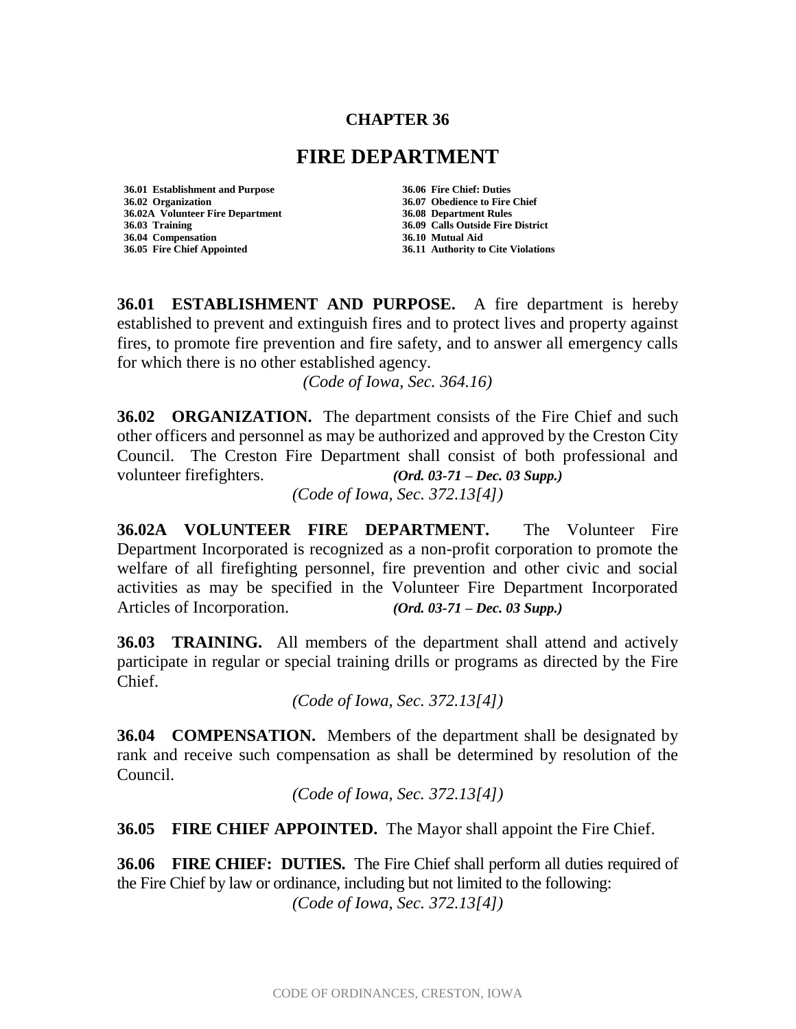# CHAPTER 36

# FIRE DEPARTMENT

**36.01 Establishment and Purpose**
**36.02 Organization**
**36.02A Volunteer Fire Department**
**36.03 Training**
**36.04 Compensation**
**36.05 Fire Chief Appointed**
**36.06 Fire Chief: Duties**
**36.07 Obedience to Fire Chief**
**36.08 Department Rules**
**36.09 Calls Outside Fire District**
**36.10 Mutual Aid**
**36.11 Authority to Cite Violations**

**36.01 ESTABLISHMENT AND PURPOSE.** A fire department is hereby established to prevent and extinguish fires and to protect lives and property against fires, to promote fire prevention and fire safety, and to answer all emergency calls for which there is no other established agency.

*(Code of Iowa, Sec. 364.16)*

**36.02 ORGANIZATION.** The department consists of the Fire Chief and such other officers and personnel as may be authorized and approved by the Creston City Council. The Creston Fire Department shall consist of both professional and volunteer firefighters. ***(Ord. 03-71 – Dec. 03 Supp.)***

*(Code of Iowa, Sec. 372.13[4])*

**36.02A VOLUNTEER FIRE DEPARTMENT.** The Volunteer Fire Department Incorporated is recognized as a non-profit corporation to promote the welfare of all firefighting personnel, fire prevention and other civic and social activities as may be specified in the Volunteer Fire Department Incorporated Articles of Incorporation. ***(Ord. 03-71 – Dec. 03 Supp.)***

**36.03 TRAINING.** All members of the department shall attend and actively participate in regular or special training drills or programs as directed by the Fire Chief.

*(Code of Iowa, Sec. 372.13[4])*

**36.04 COMPENSATION.** Members of the department shall be designated by rank and receive such compensation as shall be determined by resolution of the Council.

*(Code of Iowa, Sec. 372.13[4])*

**36.05 FIRE CHIEF APPOINTED.** The Mayor shall appoint the Fire Chief.

**36.06 FIRE CHIEF: DUTIES.** The Fire Chief shall perform all duties required of the Fire Chief by law or ordinance, including but not limited to the following:

*(Code of Iowa, Sec. 372.13[4])*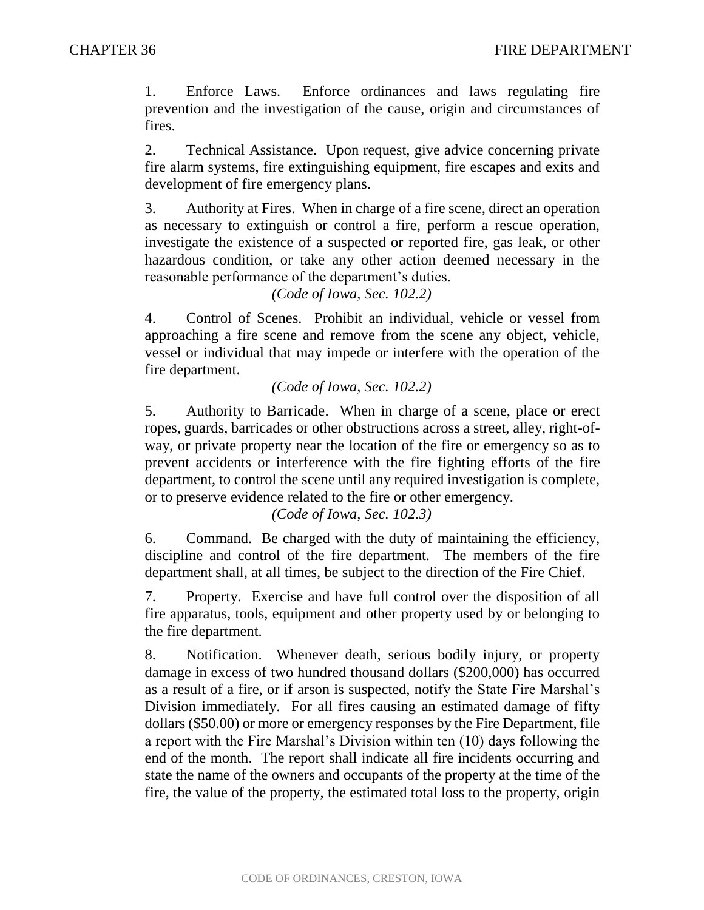1. Enforce Laws. Enforce ordinances and laws regulating fire prevention and the investigation of the cause, origin and circumstances of fires.

2. Technical Assistance. Upon request, give advice concerning private fire alarm systems, fire extinguishing equipment, fire escapes and exits and development of fire emergency plans.

3. Authority at Fires. When in charge of a fire scene, direct an operation as necessary to extinguish or control a fire, perform a rescue operation, investigate the existence of a suspected or reported fire, gas leak, or other hazardous condition, or take any other action deemed necessary in the reasonable performance of the department's duties.

*(Code of Iowa, Sec. 102.2)*

4. Control of Scenes. Prohibit an individual, vehicle or vessel from approaching a fire scene and remove from the scene any object, vehicle, vessel or individual that may impede or interfere with the operation of the fire department.

*(Code of Iowa, Sec. 102.2)*

5. Authority to Barricade. When in charge of a scene, place or erect ropes, guards, barricades or other obstructions across a street, alley, right-of-way, or private property near the location of the fire or emergency so as to prevent accidents or interference with the fire fighting efforts of the fire department, to control the scene until any required investigation is complete, or to preserve evidence related to the fire or other emergency.

*(Code of Iowa, Sec. 102.3)*

6. Command. Be charged with the duty of maintaining the efficiency, discipline and control of the fire department. The members of the fire department shall, at all times, be subject to the direction of the Fire Chief.

7. Property. Exercise and have full control over the disposition of all fire apparatus, tools, equipment and other property used by or belonging to the fire department.

8. Notification. Whenever death, serious bodily injury, or property damage in excess of two hundred thousand dollars ($200,000) has occurred as a result of a fire, or if arson is suspected, notify the State Fire Marshal's Division immediately. For all fires causing an estimated damage of fifty dollars ($50.00) or more or emergency responses by the Fire Department, file a report with the Fire Marshal's Division within ten (10) days following the end of the month. The report shall indicate all fire incidents occurring and state the name of the owners and occupants of the property at the time of the fire, the value of the property, the estimated total loss to the property, origin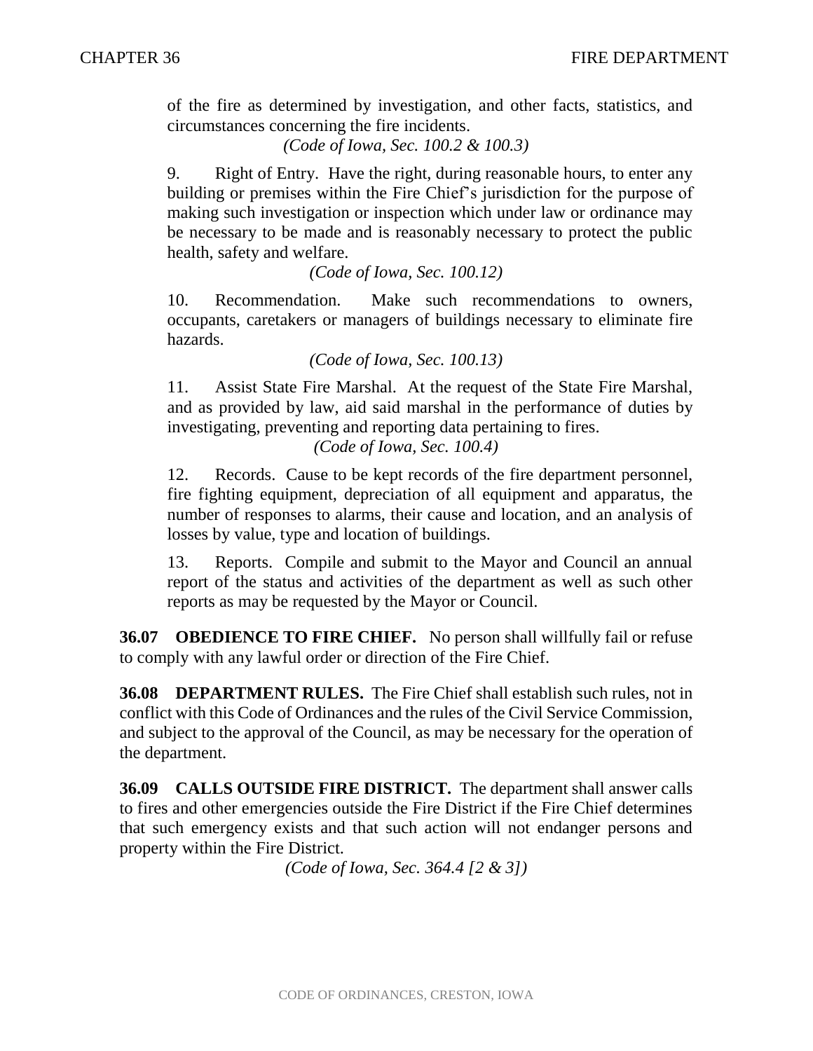of the fire as determined by investigation, and other facts, statistics, and circumstances concerning the fire incidents.

*(Code of Iowa, Sec. 100.2 & 100.3)*

9. Right of Entry. Have the right, during reasonable hours, to enter any building or premises within the Fire Chief's jurisdiction for the purpose of making such investigation or inspection which under law or ordinance may be necessary to be made and is reasonably necessary to protect the public health, safety and welfare.

*(Code of Iowa, Sec. 100.12)*

10. Recommendation. Make such recommendations to owners, occupants, caretakers or managers of buildings necessary to eliminate fire hazards.

*(Code of Iowa, Sec. 100.13)*

11. Assist State Fire Marshal. At the request of the State Fire Marshal, and as provided by law, aid said marshal in the performance of duties by investigating, preventing and reporting data pertaining to fires.

*(Code of Iowa, Sec. 100.4)*

12. Records. Cause to be kept records of the fire department personnel, fire fighting equipment, depreciation of all equipment and apparatus, the number of responses to alarms, their cause and location, and an analysis of losses by value, type and location of buildings.

13. Reports. Compile and submit to the Mayor and Council an annual report of the status and activities of the department as well as such other reports as may be requested by the Mayor or Council.

**36.07 OBEDIENCE TO FIRE CHIEF.** No person shall willfully fail or refuse to comply with any lawful order or direction of the Fire Chief.

**36.08 DEPARTMENT RULES.** The Fire Chief shall establish such rules, not in conflict with this Code of Ordinances and the rules of the Civil Service Commission, and subject to the approval of the Council, as may be necessary for the operation of the department.

**36.09 CALLS OUTSIDE FIRE DISTRICT.** The department shall answer calls to fires and other emergencies outside the Fire District if the Fire Chief determines that such emergency exists and that such action will not endanger persons and property within the Fire District.

*(Code of Iowa, Sec. 364.4 [2 & 3])*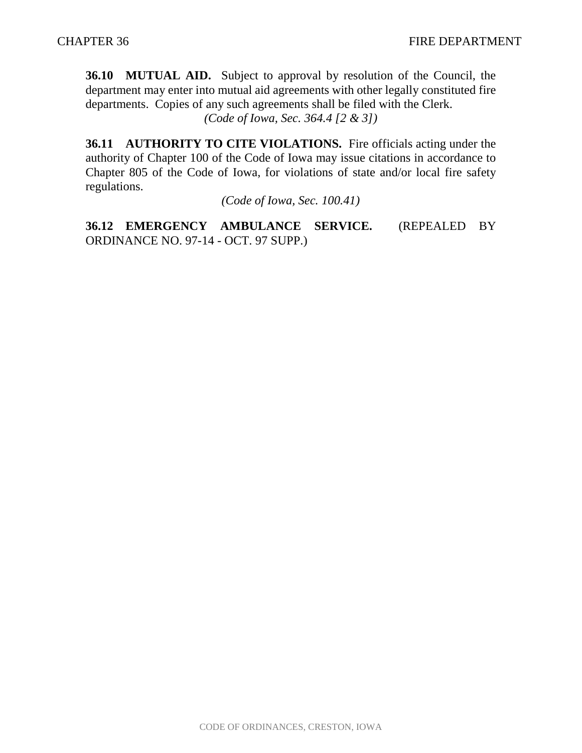**36.10 MUTUAL AID.** Subject to approval by resolution of the Council, the department may enter into mutual aid agreements with other legally constituted fire departments. Copies of any such agreements shall be filed with the Clerk.

*(Code of Iowa, Sec. 364.4 [2 & 3])*

**36.11 AUTHORITY TO CITE VIOLATIONS.** Fire officials acting under the authority of Chapter 100 of the Code of Iowa may issue citations in accordance to Chapter 805 of the Code of Iowa, for violations of state and/or local fire safety regulations.

*(Code of Iowa, Sec. 100.41)*

**36.12 EMERGENCY AMBULANCE SERVICE.** (REPEALED BY ORDINANCE NO. 97-14 - OCT. 97 SUPP.)